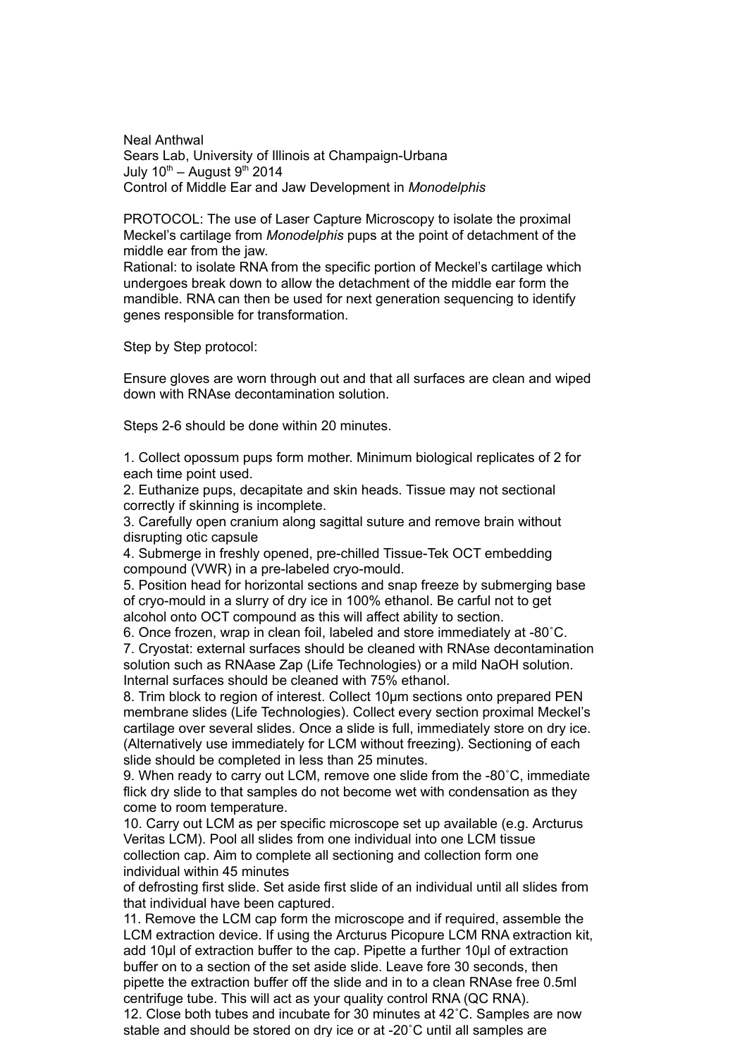Neal Anthwal
Sears Lab, University of Illinois at Champaign-Urbana
July 10th – August 9th 2014
Control of Middle Ear and Jaw Development in *Monodelphis*

PROTOCOL: The use of Laser Capture Microscopy to isolate the proximal Meckel's cartilage from *Monodelphis* pups at the point of detachment of the middle ear from the jaw.
Rational: to isolate RNA from the specific portion of Meckel's cartilage which undergoes break down to allow the detachment of the middle ear form the mandible. RNA can then be used for next generation sequencing to identify genes responsible for transformation.

Step by Step protocol:

Ensure gloves are worn through out and that all surfaces are clean and wiped down with RNAse decontamination solution.

Steps 2-6 should be done within 20 minutes.

1. Collect opossum pups form mother. Minimum biological replicates of 2 for each time point used.
2. Euthanize pups, decapitate and skin heads. Tissue may not sectional correctly if skinning is incomplete.
3. Carefully open cranium along sagittal suture and remove brain without disrupting otic capsule
4. Submerge in freshly opened, pre-chilled Tissue-Tek OCT embedding compound (VWR) in a pre-labeled cryo-mould.
5. Position head for horizontal sections and snap freeze by submerging base of cryo-mould in a slurry of dry ice in 100% ethanol. Be carful not to get alcohol onto OCT compound as this will affect ability to section.
6. Once frozen, wrap in clean foil, labeled and store immediately at -80˚C.
7. Cryostat: external surfaces should be cleaned with RNAse decontamination solution such as RNAase Zap (Life Technologies) or a mild NaOH solution. Internal surfaces should be cleaned with 75% ethanol.
8. Trim block to region of interest. Collect 10μm sections onto prepared PEN membrane slides (Life Technologies). Collect every section proximal Meckel's cartilage over several slides. Once a slide is full, immediately store on dry ice. (Alternatively use immediately for LCM without freezing). Sectioning of each slide should be completed in less than 25 minutes.
9. When ready to carry out LCM, remove one slide from the -80˚C, immediate flick dry slide to that samples do not become wet with condensation as they come to room temperature.
10. Carry out LCM as per specific microscope set up available (e.g. Arcturus Veritas LCM). Pool all slides from one individual into one LCM tissue collection cap. Aim to complete all sectioning and collection form one individual within 45 minutes of defrosting first slide. Set aside first slide of an individual until all slides from that individual have been captured.
11. Remove the LCM cap form the microscope and if required, assemble the LCM extraction device. If using the Arcturus Picopure LCM RNA extraction kit, add 10μl of extraction buffer to the cap. Pipette a further 10μl of extraction buffer on to a section of the set aside slide. Leave fore 30 seconds, then pipette the extraction buffer off the slide and in to a clean RNAse free 0.5ml centrifuge tube. This will act as your quality control RNA (QC RNA).
12. Close both tubes and incubate for 30 minutes at 42˚C. Samples are now stable and should be stored on dry ice or at -20˚C until all samples are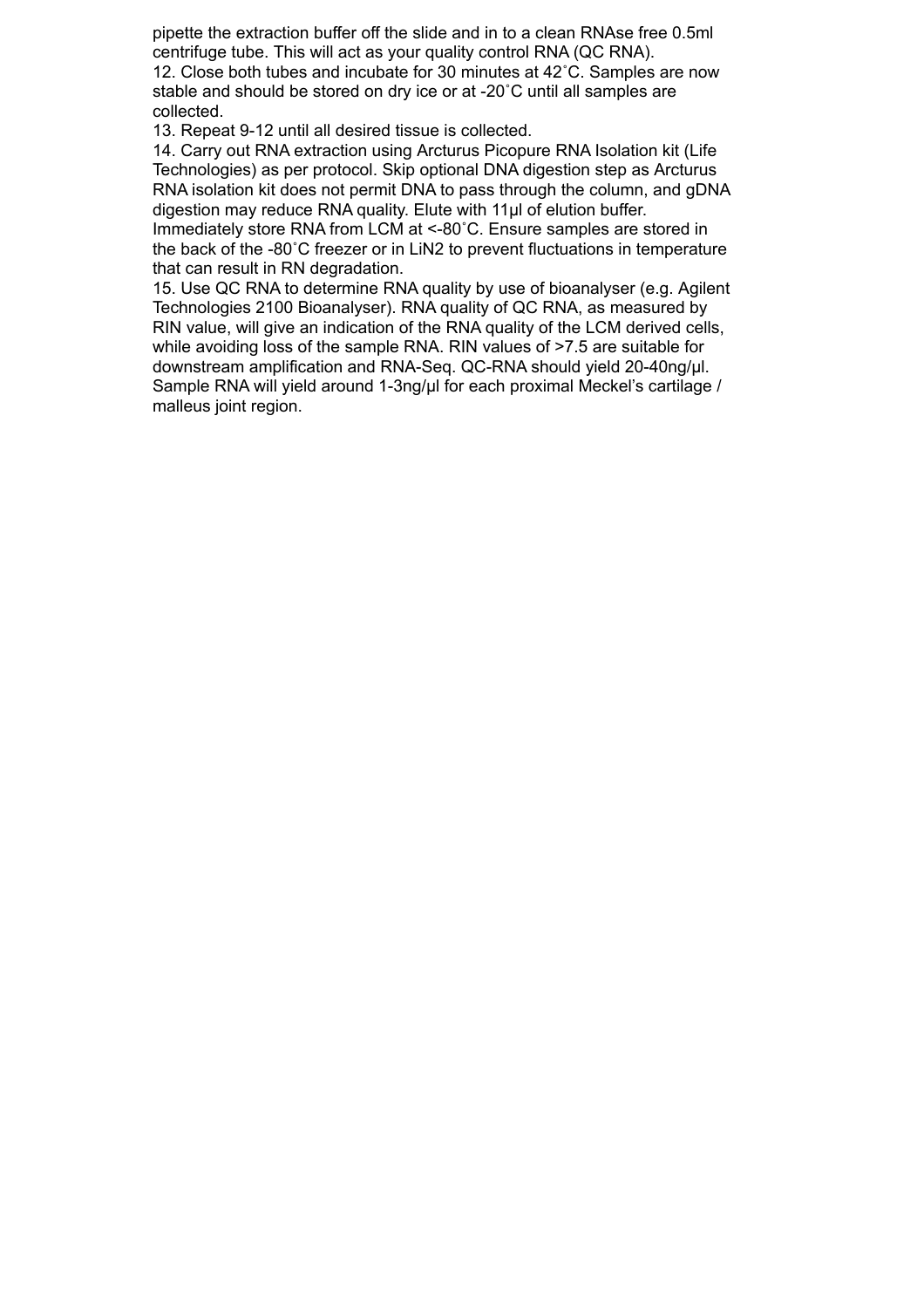pipette the extraction buffer off the slide and in to a clean RNAse free 0.5ml centrifuge tube. This will act as your quality control RNA (QC RNA).

12. Close both tubes and incubate for 30 minutes at 42˚C. Samples are now stable and should be stored on dry ice or at -20˚C until all samples are collected.

13. Repeat 9-12 until all desired tissue is collected.

14. Carry out RNA extraction using Arcturus Picopure RNA Isolation kit (Life Technologies) as per protocol. Skip optional DNA digestion step as Arcturus RNA isolation kit does not permit DNA to pass through the column, and gDNA digestion may reduce RNA quality. Elute with 11µl of elution buffer. Immediately store RNA from LCM at <-80˚C. Ensure samples are stored in the back of the -80˚C freezer or in LiN2 to prevent fluctuations in temperature that can result in RN degradation.

15. Use QC RNA to determine RNA quality by use of bioanalyser (e.g. Agilent Technologies 2100 Bioanalyser). RNA quality of QC RNA, as measured by RIN value, will give an indication of the RNA quality of the LCM derived cells, while avoiding loss of the sample RNA. RIN values of >7.5 are suitable for downstream amplification and RNA-Seq. QC-RNA should yield 20-40ng/µl. Sample RNA will yield around 1-3ng/µl for each proximal Meckel's cartilage / malleus joint region.